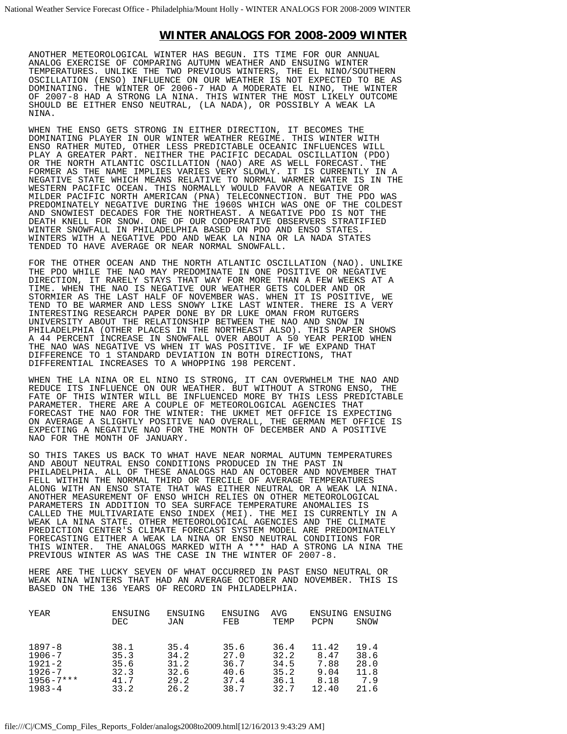# WINTER ANALOGS FOR 2008-2009 WINTER

ANOTHER METEOROLOGICAL WINTER HAS BEGUN. ITS TIME FOR OUR ANNUAL ANALOG EXERCISE OF COMPARING AUTUMN WEATHER AND ENSUING WINTER TEMPERATURES. UNLIKE THE TWO PREVIOUS WINTERS, THE EL NINO/SOUTHERN OSCILLATION (ENSO) INFLUENCE ON OUR WEATHER IS NOT EXPECTED TO BE AS DOMINATING. THE WINTER OF 2006-7 HAD A MODERATE EL NINO, THE WINTER OF 2007-8 HAD A STRONG LA NINA. THIS WINTER THE MOST LIKELY OUTCOME SHOULD BE EITHER ENSO NEUTRAL, (LA NADA), OR POSSIBLY A WEAK LA NINA.

WHEN THE ENSO GETS STRONG IN EITHER DIRECTION, IT BECOMES THE DOMINATING PLAYER IN OUR WINTER WEATHER REGIME. THIS WINTER WITH ENSO RATHER MUTED, OTHER LESS PREDICTABLE OCEANIC INFLUENCES WILL PLAY A GREATER PART. NEITHER THE PACIFIC DECADAL OSCILLATION (PDO) OR THE NORTH ATLANTIC OSCILLATION (NAO) ARE AS WELL FORECAST. THE FORMER AS THE NAME IMPLIES VARIES VERY SLOWLY. IT IS CURRENTLY IN A NEGATIVE STATE WHICH MEANS RELATIVE TO NORMAL WARMER WATER IS IN THE WESTERN PACIFIC OCEAN. THIS NORMALLY WOULD FAVOR A NEGATIVE OR MILDER PACIFIC NORTH AMERICAN (PNA) TELECONNECTION. BUT THE PDO WAS PREDOMINATELY NEGATIVE DURING THE 1960S WHICH WAS ONE OF THE COLDEST AND SNOWIEST DECADES FOR THE NORTHEAST. A NEGATIVE PDO IS NOT THE DEATH KNELL FOR SNOW. ONE OF OUR COOPERATIVE OBSERVERS STRATIFIED WINTER SNOWFALL IN PHILADELPHIA BASED ON PDO AND ENSO STATES. WINTERS WITH A NEGATIVE PDO AND WEAK LA NINA OR LA NADA STATES TENDED TO HAVE AVERAGE OR NEAR NORMAL SNOWFALL.

FOR THE OTHER OCEAN AND THE NORTH ATLANTIC OSCILLATION (NAO). UNLIKE THE PDO WHILE THE NAO MAY PREDOMINATE IN ONE POSITIVE OR NEGATIVE DIRECTION, IT RARELY STAYS THAT WAY FOR MORE THAN A FEW WEEKS AT A TIME. WHEN THE NAO IS NEGATIVE OUR WEATHER GETS COLDER AND OR STORMIER AS THE LAST HALF OF NOVEMBER WAS. WHEN IT IS POSITIVE, WE TEND TO BE WARMER AND LESS SNOWY LIKE LAST WINTER. THERE IS A VERY INTERESTING RESEARCH PAPER DONE BY DR LUKE OMAN FROM RUTGERS UNIVERSITY ABOUT THE RELATIONSHIP BETWEEN THE NAO AND SNOW IN PHILADELPHIA (OTHER PLACES IN THE NORTHEAST ALSO). THIS PAPER SHOWS A 44 PERCENT INCREASE IN SNOWFALL OVER ABOUT A 50 YEAR PERIOD WHEN THE NAO WAS NEGATIVE VS WHEN IT WAS POSITIVE. IF WE EXPAND THAT DIFFERENCE TO 1 STANDARD DEVIATION IN BOTH DIRECTIONS, THAT DIFFERENTIAL INCREASES TO A WHOPPING 198 PERCENT.

WHEN THE LA NINA OR EL NINO IS STRONG, IT CAN OVERWHELM THE NAO AND REDUCE ITS INFLUENCE ON OUR WEATHER. BUT WITHOUT A STRONG ENSO, THE FATE OF THIS WINTER WILL BE INFLUENCED MORE BY THIS LESS PREDICTABLE PARAMETER. THERE ARE A COUPLE OF METEOROLOGICAL AGENCIES THAT FORECAST THE NAO FOR THE WINTER: THE UKMET MET OFFICE IS EXPECTING ON AVERAGE A SLIGHTLY POSITIVE NAO OVERALL, THE GERMAN MET OFFICE IS EXPECTING A NEGATIVE NAO FOR THE MONTH OF DECEMBER AND A POSITIVE NAO FOR THE MONTH OF JANUARY.

SO THIS TAKES US BACK TO WHAT HAVE NEAR NORMAL AUTUMN TEMPERATURES AND ABOUT NEUTRAL ENSO CONDITIONS PRODUCED IN THE PAST IN PHILADELPHIA. ALL OF THESE ANALOGS HAD AN OCTOBER AND NOVEMBER THAT FELL WITHIN THE NORMAL THIRD OR TERCILE OF AVERAGE TEMPERATURES ALONG WITH AN ENSO STATE THAT WAS EITHER NEUTRAL OR A WEAK LA NINA. ANOTHER MEASUREMENT OF ENSO WHICH RELIES ON OTHER METEOROLOGICAL PARAMETERS IN ADDITION TO SEA SURFACE TEMPERATURE ANOMALIES IS CALLED THE MULTIVARIATE ENSO INDEX (MEI). THE MEI IS CURRENTLY IN A WEAK LA NINA STATE. OTHER METEOROLOGICAL AGENCIES AND THE CLIMATE PREDICTION CENTER'S CLIMATE FORECAST SYSTEM MODEL ARE PREDOMINATELY FORECASTING EITHER A WEAK LA NINA OR ENSO NEUTRAL CONDITIONS FOR THIS WINTER. THE ANALOGS MARKED WITH A *** HAD A STRONG LA NINA THE PREVIOUS WINTER AS WAS THE CASE IN THE WINTER OF 2007-8.

HERE ARE THE LUCKY SEVEN OF WHAT OCCURRED IN PAST ENSO NEUTRAL OR WEAK NINA WINTERS THAT HAD AN AVERAGE OCTOBER AND NOVEMBER. THIS IS BASED ON THE 136 YEARS OF RECORD IN PHILADELPHIA.

| YEAR | ENSUING DEC | ENSUING JAN | ENSUING FEB | AVG TEMP | ENSUING PCPN | ENSUING SNOW |
|---|---|---|---|---|---|---|
| 1897-8 | 38.1 | 35.4 | 35.6 | 36.4 | 11.42 | 19.4 |
| 1906-7 | 35.3 | 34.2 | 27.0 | 32.2 | 8.47 | 38.6 |
| 1921-2 | 35.6 | 31.2 | 36.7 | 34.5 | 7.88 | 28.0 |
| 1926-7 | 32.3 | 32.6 | 40.6 | 35.2 | 9.04 | 11.8 |
| 1956-7*** | 41.7 | 29.2 | 37.4 | 36.1 | 8.18 | 7.9 |
| 1983-4 | 33.2 | 26.2 | 38.7 | 32.7 | 12.40 | 21.6 |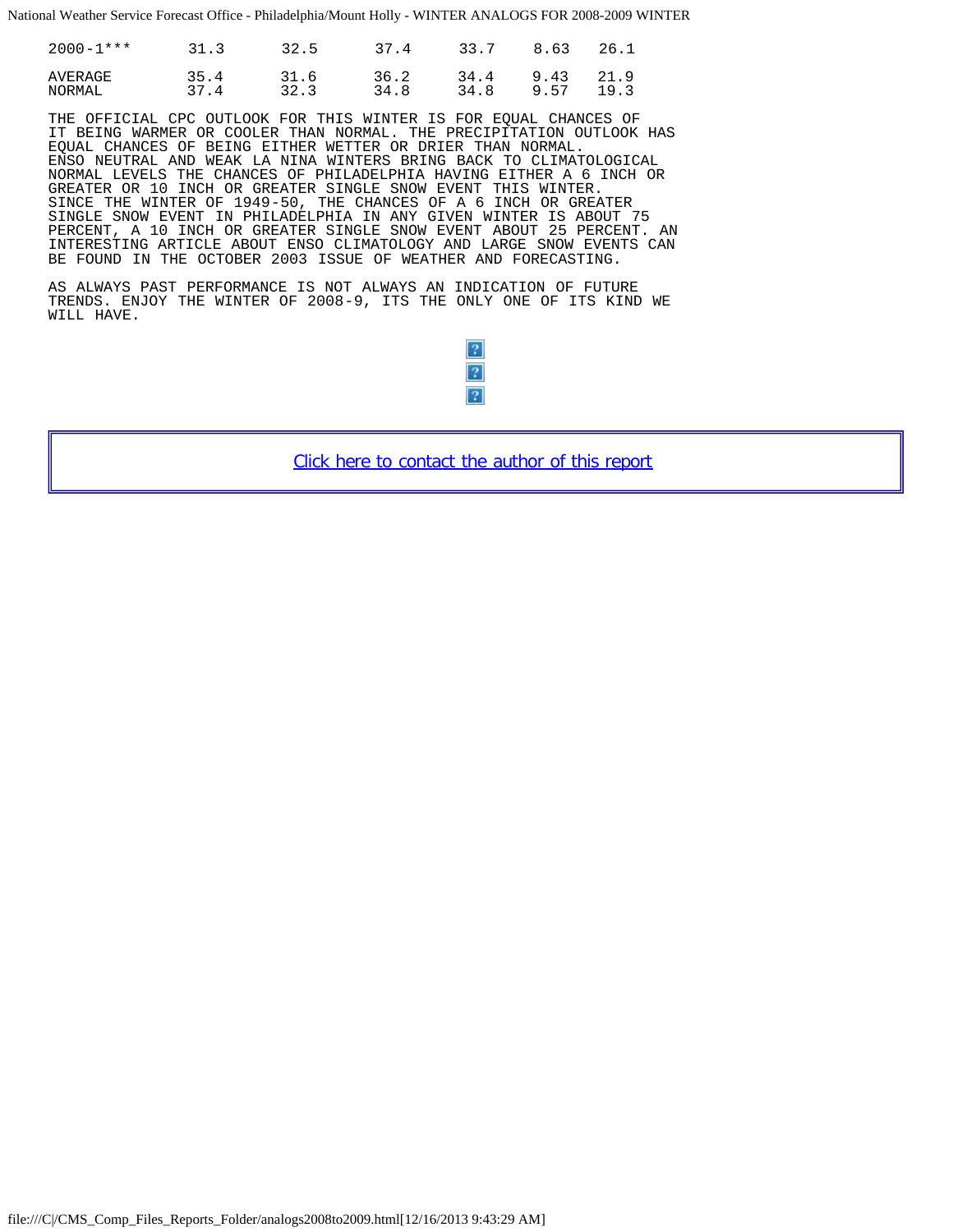| | | | | | | |
|---|---|---|---|---|---|---|
| 2000-1*** | 31.3 | 32.5 | 37.4 | 33.7 | 8.63 | 26.1 |
| AVERAGE | 35.4 | 31.6 | 36.2 | 34.4 | 9.43 | 21.9 |
| NORMAL | 37.4 | 32.3 | 34.8 | 34.8 | 9.57 | 19.3 |

THE OFFICIAL CPC OUTLOOK FOR THIS WINTER IS FOR EQUAL CHANCES OF IT BEING WARMER OR COOLER THAN NORMAL. THE PRECIPITATION OUTLOOK HAS EQUAL CHANCES OF BEING EITHER WETTER OR DRIER THAN NORMAL. ENSO NEUTRAL AND WEAK LA NINA WINTERS BRING BACK TO CLIMATOLOGICAL NORMAL LEVELS THE CHANCES OF PHILADELPHIA HAVING EITHER A 6 INCH OR GREATER OR 10 INCH OR GREATER SINGLE SNOW EVENT THIS WINTER. SINCE THE WINTER OF 1949-50, THE CHANCES OF A 6 INCH OR GREATER SINGLE SNOW EVENT IN PHILADELPHIA IN ANY GIVEN WINTER IS ABOUT 75 PERCENT, A 10 INCH OR GREATER SINGLE SNOW EVENT ABOUT 25 PERCENT. AN INTERESTING ARTICLE ABOUT ENSO CLIMATOLOGY AND LARGE SNOW EVENTS CAN BE FOUND IN THE OCTOBER 2003 ISSUE OF WEATHER AND FORECASTING.

AS ALWAYS PAST PERFORMANCE IS NOT ALWAYS AN INDICATION OF FUTURE TRENDS. ENJOY THE WINTER OF 2008-9, ITS THE ONLY ONE OF ITS KIND WE WILL HAVE.

Click here to contact the author of this report